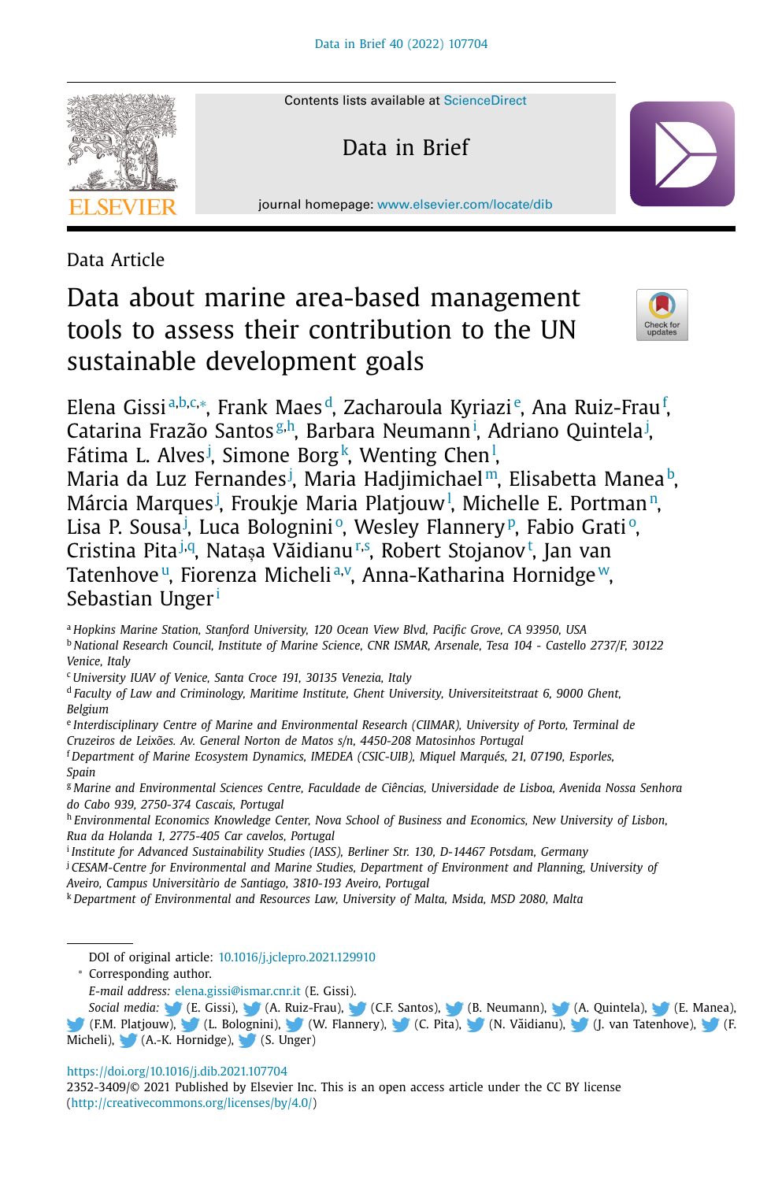Data Article

# Data about marine area-based management tools to assess their contribution to the UN sustainable development goals

Elena Gissi[a,b,c,*], Frank Maes[d], Zacharoula Kyriazi[e], Ana Ruiz-Frau[f], Catarina Frazão Santos[g,h], Barbara Neumann[i], Adriano Quintela[j], Fátima L. Alves[j], Simone Borg[k], Wenting Chen[l], Maria da Luz Fernandes[j], Maria Hadjimichael[m], Elisabetta Manea[b], Márcia Marques[j], Froukje Maria Platjouw[l], Michelle E. Portman[n], Lisa P. Sousa[j], Luca Bolognini[o], Wesley Flannery[p], Fabio Grati[o], Cristina Pita[j,q], Natașa Văidianu[r,s], Robert Stojanov[t], Jan van Tatenhove[u], Fiorenza Micheli[a,v], Anna-Katharina Hornidge[w], Sebastian Unger[i]

[a] *Hopkins Marine Station, Stanford University, 120 Ocean View Blvd, Pacific Grove, CA 93950, USA*
[b] *National Research Council, Institute of Marine Science, CNR ISMAR, Arsenale, Tesa 104 - Castello 2737/F, 30122 Venice, Italy*
[c] *University IUAV of Venice, Santa Croce 191, 30135 Venezia, Italy*
[d] *Faculty of Law and Criminology, Maritime Institute, Ghent University, Universiteitstraat 6, 9000 Ghent, Belgium*
[e] *Interdisciplinary Centre of Marine and Environmental Research (CIIMAR), University of Porto, Terminal de Cruzeiros de Leixões. Av. General Norton de Matos s/n, 4450-208 Matosinhos Portugal*
[f] *Department of Marine Ecosystem Dynamics, IMEDEA (CSIC-UIB), Miquel Marqués, 21, 07190, Esporles, Spain*
[g] *Marine and Environmental Sciences Centre, Faculdade de Ciências, Universidade de Lisboa, Avenida Nossa Senhora do Cabo 939, 2750-374 Cascais, Portugal*
[h] *Environmental Economics Knowledge Center, Nova School of Business and Economics, New University of Lisbon, Rua da Holanda 1, 2775-405 Car cavelos, Portugal*
[i] *Institute for Advanced Sustainability Studies (IASS), Berliner Str. 130, D-14467 Potsdam, Germany*
[j] *CESAM-Centre for Environmental and Marine Studies, Department of Environment and Planning, University of Aveiro, Campus Universitàrio de Santiago, 3810-193 Aveiro, Portugal*
[k] *Department of Environmental and Resources Law, University of Malta, Msida, MSD 2080, Malta*

DOI of original article: 10.1016/j.jclepro.2021.129910

* Corresponding author.

*E-mail address:* elena.gissi@ismar.cnr.it (E. Gissi).

*Social media:* (E. Gissi), (A. Ruiz-Frau), (C.F. Santos), (B. Neumann), (A. Quintela), (E. Manea), (F.M. Platjouw), (L. Bolognini), (W. Flannery), (C. Pita), (N. Văidianu), (J. van Tatenhove), (F. Micheli), (A.-K. Hornidge), (S. Unger)

https://doi.org/10.1016/j.dib.2021.107704

2352-3409/© 2021 Published by Elsevier Inc. This is an open access article under the CC BY license (http://creativecommons.org/licenses/by/4.0/)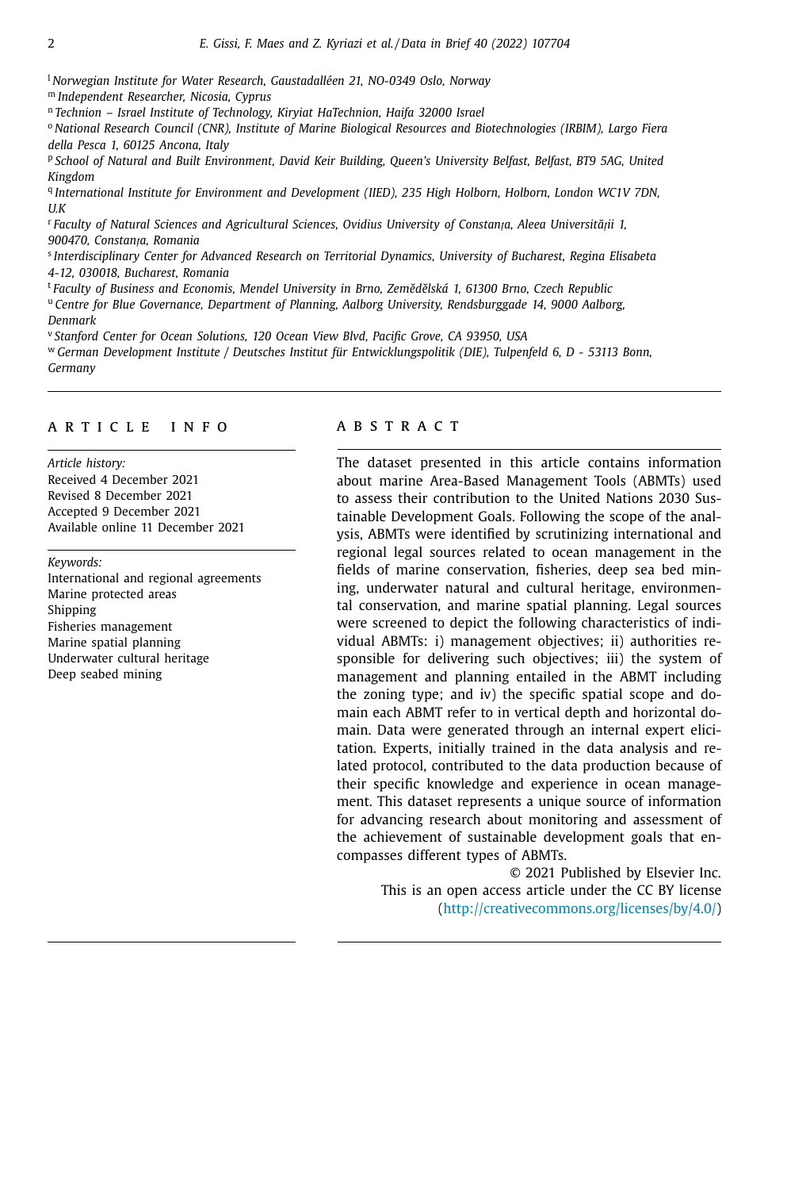[l] *Norwegian Institute for Water Research, Gaustadalléen 21, NO-0349 Oslo, Norway*
[m] *Independent Researcher, Nicosia, Cyprus*
[n] *Technion – Israel Institute of Technology, Kiryiat HaTechnion, Haifa 32000 Israel*
[o] *National Research Council (CNR), Institute of Marine Biological Resources and Biotechnologies (IRBIM), Largo Fiera della Pesca 1, 60125 Ancona, Italy*
[p] *School of Natural and Built Environment, David Keir Building, Queen's University Belfast, Belfast, BT9 5AG, United Kingdom*
[q] *International Institute for Environment and Development (IIED), 235 High Holborn, Holborn, London WC1V 7DN, U.K*
[r] *Faculty of Natural Sciences and Agricultural Sciences, Ovidius University of Constanța, Aleea Universității 1, 900470, Constanța, Romania*
[s] *Interdisciplinary Center for Advanced Research on Territorial Dynamics, University of Bucharest, Regina Elisabeta 4-12, 030018, Bucharest, Romania*
[t] *Faculty of Business and Economis, Mendel University in Brno, Zemědělská 1, 61300 Brno, Czech Republic*
[u] *Centre for Blue Governance, Department of Planning, Aalborg University, Rendsburggade 14, 9000 Aalborg, Denmark*
[v] *Stanford Center for Ocean Solutions, 120 Ocean View Blvd, Pacific Grove, CA 93950, USA*
[w] *German Development Institute / Deutsches Institut für Entwicklungspolitik (DIE), Tulpenfeld 6, D - 53113 Bonn, Germany*

---

## ARTICLE INFO

*Article history:*
Received 4 December 2021
Revised 8 December 2021
Accepted 9 December 2021
Available online 11 December 2021

*Keywords:*
International and regional agreements
Marine protected areas
Shipping
Fisheries management
Marine spatial planning
Underwater cultural heritage
Deep seabed mining

## ABSTRACT

The dataset presented in this article contains information about marine Area-Based Management Tools (ABMTs) used to assess their contribution to the United Nations 2030 Sustainable Development Goals. Following the scope of the analysis, ABMTs were identified by scrutinizing international and regional legal sources related to ocean management in the fields of marine conservation, fisheries, deep sea bed mining, underwater natural and cultural heritage, environmental conservation, and marine spatial planning. Legal sources were screened to depict the following characteristics of individual ABMTs: i) management objectives; ii) authorities responsible for delivering such objectives; iii) the system of management and planning entailed in the ABMT including the zoning type; and iv) the specific spatial scope and domain each ABMT refer to in vertical depth and horizontal domain. Data were generated through an internal expert elicitation. Experts, initially trained in the data analysis and related protocol, contributed to the data production because of their specific knowledge and experience in ocean management. This dataset represents a unique source of information for advancing research about monitoring and assessment of the achievement of sustainable development goals that encompasses different types of ABMTs.

© 2021 Published by Elsevier Inc.
This is an open access article under the CC BY license (http://creativecommons.org/licenses/by/4.0/)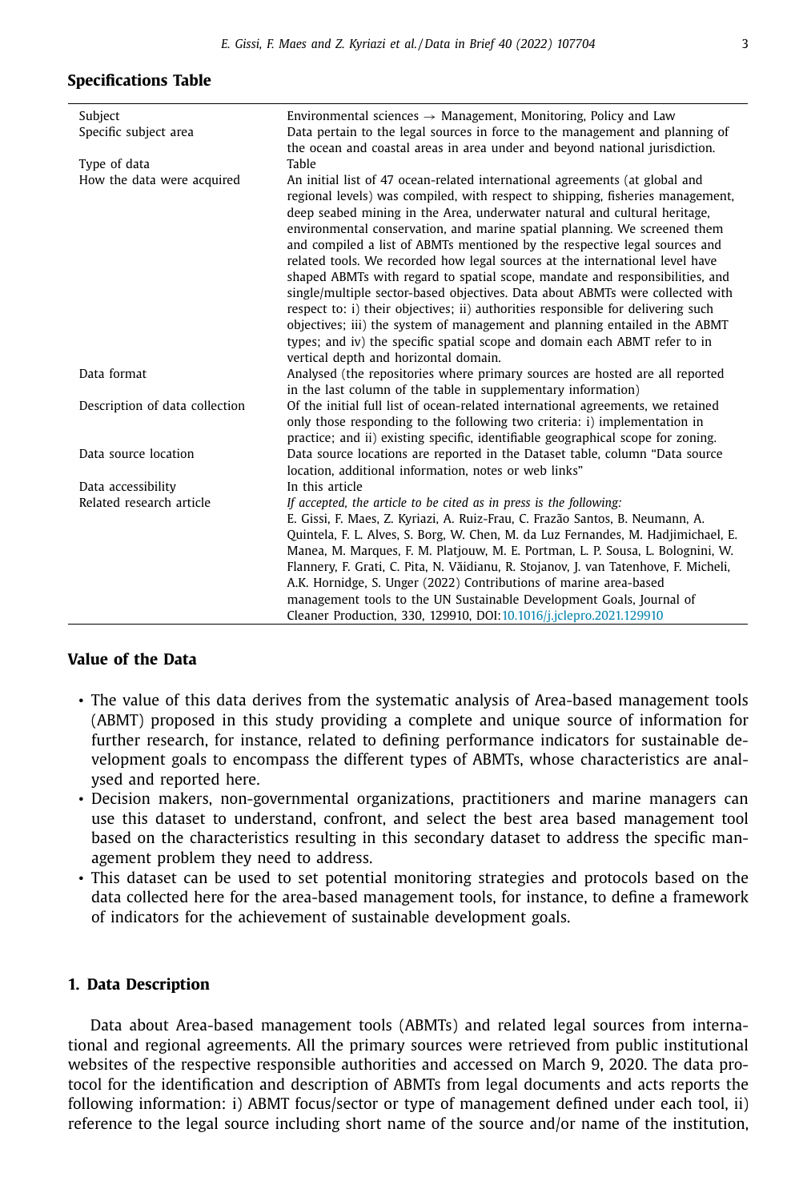**Specifications Table**

| | |
|---|---|
| Subject | Environmental sciences → Management, Monitoring, Policy and Law |
| Specific subject area | Data pertain to the legal sources in force to the management and planning of the ocean and coastal areas in area under and beyond national jurisdiction. |
| Type of data | Table |
| How the data were acquired | An initial list of 47 ocean-related international agreements (at global and regional levels) was compiled, with respect to shipping, fisheries management, deep seabed mining in the Area, underwater natural and cultural heritage, environmental conservation, and marine spatial planning. We screened them and compiled a list of ABMTs mentioned by the respective legal sources and related tools. We recorded how legal sources at the international level have shaped ABMTs with regard to spatial scope, mandate and responsibilities, and single/multiple sector-based objectives. Data about ABMTs were collected with respect to: i) their objectives; ii) authorities responsible for delivering such objectives; iii) the system of management and planning entailed in the ABMT types; and iv) the specific spatial scope and domain each ABMT refer to in vertical depth and horizontal domain. |
| Data format | Analysed (the repositories where primary sources are hosted are all reported in the last column of the table in supplementary information) |
| Description of data collection | Of the initial full list of ocean-related international agreements, we retained only those responding to the following two criteria: i) implementation in practice; and ii) existing specific, identifiable geographical scope for zoning. |
| Data source location | Data source locations are reported in the Dataset table, column "Data source location, additional information, notes or web links" |
| Data accessibility | In this article |
| Related research article | *If accepted, the article to be cited as in press is the following:* E. Gissi, F. Maes, Z. Kyriazi, A. Ruiz-Frau, C. Frazão Santos, B. Neumann, A. Quintela, F. L. Alves, S. Borg, W. Chen, M. da Luz Fernandes, M. Hadjimichael, E. Manea, M. Marques, F. M. Platjouw, M. E. Portman, L. P. Sousa, L. Bolognini, W. Flannery, F. Grati, C. Pita, N. Văidianu, R. Stojanov, J. van Tatenhove, F. Micheli, A.K. Hornidge, S. Unger (2022) Contributions of marine area-based management tools to the UN Sustainable Development Goals, Journal of Cleaner Production, 330, 129910, DOI:10.1016/j.jclepro.2021.129910 |

**Value of the Data**

- The value of this data derives from the systematic analysis of Area-based management tools (ABMT) proposed in this study providing a complete and unique source of information for further research, for instance, related to defining performance indicators for sustainable development goals to encompass the different types of ABMTs, whose characteristics are analysed and reported here.
- Decision makers, non-governmental organizations, practitioners and marine managers can use this dataset to understand, confront, and select the best area based management tool based on the characteristics resulting in this secondary dataset to address the specific management problem they need to address.
- This dataset can be used to set potential monitoring strategies and protocols based on the data collected here for the area-based management tools, for instance, to define a framework of indicators for the achievement of sustainable development goals.

## 1. Data Description

Data about Area-based management tools (ABMTs) and related legal sources from international and regional agreements. All the primary sources were retrieved from public institutional websites of the respective responsible authorities and accessed on March 9, 2020. The data protocol for the identification and description of ABMTs from legal documents and acts reports the following information: i) ABMT focus/sector or type of management defined under each tool, ii) reference to the legal source including short name of the source and/or name of the institution,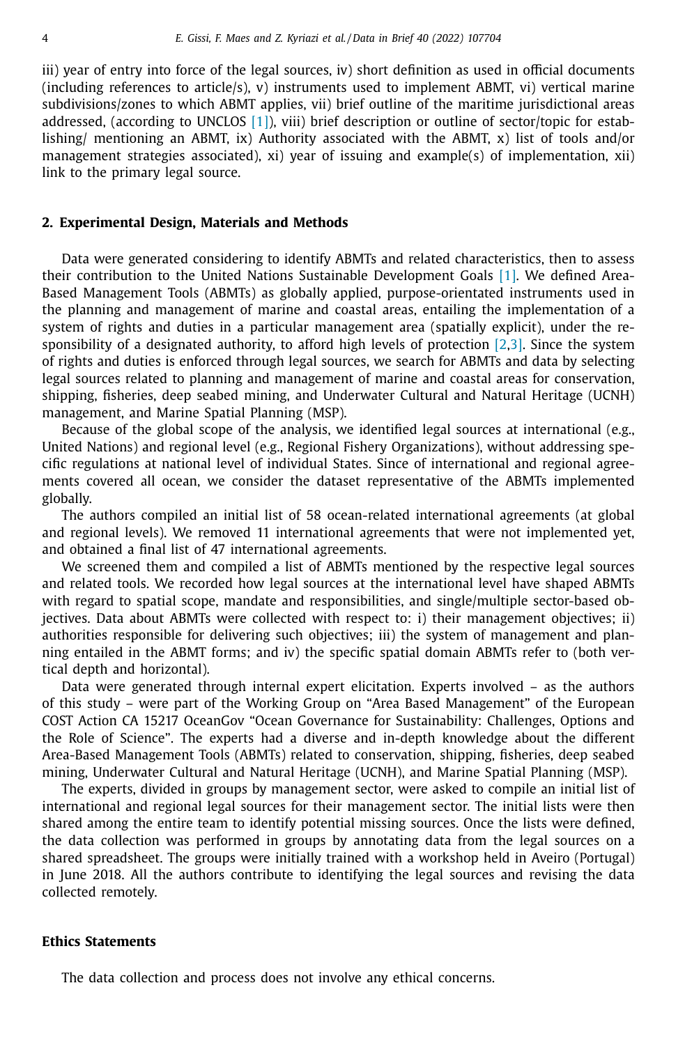iii) year of entry into force of the legal sources, iv) short definition as used in official documents (including references to article/s), v) instruments used to implement ABMT, vi) vertical marine subdivisions/zones to which ABMT applies, vii) brief outline of the maritime jurisdictional areas addressed, (according to UNCLOS [1]), viii) brief description or outline of sector/topic for establishing/ mentioning an ABMT, ix) Authority associated with the ABMT, x) list of tools and/or management strategies associated), xi) year of issuing and example(s) of implementation, xii) link to the primary legal source.

## 2. Experimental Design, Materials and Methods

Data were generated considering to identify ABMTs and related characteristics, then to assess their contribution to the United Nations Sustainable Development Goals [1]. We defined Area-Based Management Tools (ABMTs) as globally applied, purpose-orientated instruments used in the planning and management of marine and coastal areas, entailing the implementation of a system of rights and duties in a particular management area (spatially explicit), under the responsibility of a designated authority, to afford high levels of protection [2,3]. Since the system of rights and duties is enforced through legal sources, we search for ABMTs and data by selecting legal sources related to planning and management of marine and coastal areas for conservation, shipping, fisheries, deep seabed mining, and Underwater Cultural and Natural Heritage (UCNH) management, and Marine Spatial Planning (MSP).

Because of the global scope of the analysis, we identified legal sources at international (e.g., United Nations) and regional level (e.g., Regional Fishery Organizations), without addressing specific regulations at national level of individual States. Since of international and regional agreements covered all ocean, we consider the dataset representative of the ABMTs implemented globally.

The authors compiled an initial list of 58 ocean-related international agreements (at global and regional levels). We removed 11 international agreements that were not implemented yet, and obtained a final list of 47 international agreements.

We screened them and compiled a list of ABMTs mentioned by the respective legal sources and related tools. We recorded how legal sources at the international level have shaped ABMTs with regard to spatial scope, mandate and responsibilities, and single/multiple sector-based objectives. Data about ABMTs were collected with respect to: i) their management objectives; ii) authorities responsible for delivering such objectives; iii) the system of management and planning entailed in the ABMT forms; and iv) the specific spatial domain ABMTs refer to (both vertical depth and horizontal).

Data were generated through internal expert elicitation. Experts involved – as the authors of this study – were part of the Working Group on "Area Based Management" of the European COST Action CA 15217 OceanGov "Ocean Governance for Sustainability: Challenges, Options and the Role of Science". The experts had a diverse and in-depth knowledge about the different Area-Based Management Tools (ABMTs) related to conservation, shipping, fisheries, deep seabed mining, Underwater Cultural and Natural Heritage (UCNH), and Marine Spatial Planning (MSP).

The experts, divided in groups by management sector, were asked to compile an initial list of international and regional legal sources for their management sector. The initial lists were then shared among the entire team to identify potential missing sources. Once the lists were defined, the data collection was performed in groups by annotating data from the legal sources on a shared spreadsheet. The groups were initially trained with a workshop held in Aveiro (Portugal) in June 2018. All the authors contribute to identifying the legal sources and revising the data collected remotely.

## Ethics Statements

The data collection and process does not involve any ethical concerns.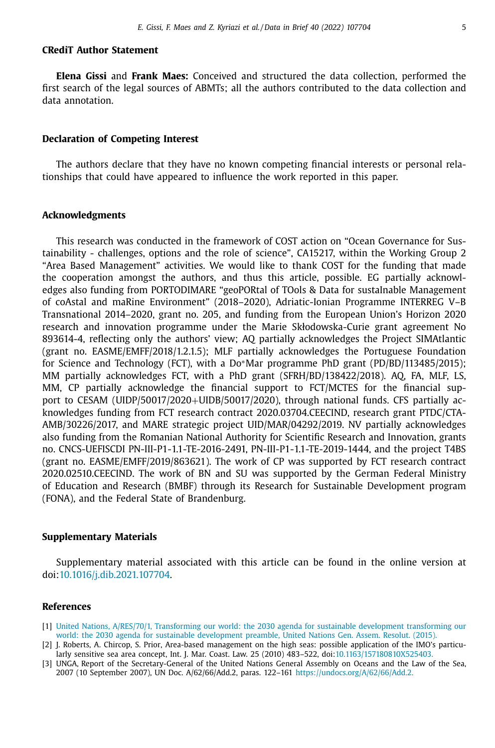## CRediT Author Statement

**Elena Gissi** and **Frank Maes:** Conceived and structured the data collection, performed the first search of the legal sources of ABMTs; all the authors contributed to the data collection and data annotation.

## Declaration of Competing Interest

The authors declare that they have no known competing financial interests or personal relationships that could have appeared to influence the work reported in this paper.

## Acknowledgments

This research was conducted in the framework of COST action on "Ocean Governance for Sustainability - challenges, options and the role of science", CA15217, within the Working Group 2 "Area Based Management" activities. We would like to thank COST for the funding that made the cooperation amongst the authors, and thus this article, possible. EG partially acknowledges also funding from PORTODIMARE "geoPORtal of TOols & Data for sustaInable Management of coAstal and maRine Environment" (2018–2020), Adriatic-Ionian Programme INTERREG V–B Transnational 2014–2020, grant no. 205, and funding from the European Union's Horizon 2020 research and innovation programme under the Marie Skłodowska-Curie grant agreement No 893614-4, reflecting only the authors' view; AQ partially acknowledges the Project SIMAtlantic (grant no. EASME/EMFF/2018/1.2.1.5); MLF partially acknowledges the Portuguese Foundation for Science and Technology (FCT), with a Do*Mar programme PhD grant (PD/BD/113485/2015); MM partially acknowledges FCT, with a PhD grant (SFRH/BD/138422/2018). AQ, FA, MLF, LS, MM, CP partially acknowledge the financial support to FCT/MCTES for the financial support to CESAM (UIDP/50017/2020+UIDB/50017/2020), through national funds. CFS partially acknowledges funding from FCT research contract 2020.03704.CEECIND, research grant PTDC/CTA-AMB/30226/2017, and MARE strategic project UID/MAR/04292/2019. NV partially acknowledges also funding from the Romanian National Authority for Scientific Research and Innovation, grants no. CNCS-UEFISCDI PN-III-P1-1.1-TE-2016-2491, PN-III-P1-1.1-TE-2019-1444, and the project T4BS (grant no. EASME/EMFF/2019/863621). The work of CP was supported by FCT research contract 2020.02510.CEECIND. The work of BN and SU was supported by the German Federal Ministry of Education and Research (BMBF) through its Research for Sustainable Development program (FONA), and the Federal State of Brandenburg.

## Supplementary Materials

Supplementary material associated with this article can be found in the online version at doi:10.1016/j.dib.2021.107704.

## References

[1] United Nations, A/RES/70/1, Transforming our world: the 2030 agenda for sustainable development transforming our world: the 2030 agenda for sustainable development preamble, United Nations Gen. Assem. Resolut. (2015).

[2] J. Roberts, A. Chircop, S. Prior, Area-based management on the high seas: possible application of the IMO's particularly sensitive sea area concept, Int. J. Mar. Coast. Law. 25 (2010) 483–522, doi:10.1163/157180810X525403.

[3] UNGA, Report of the Secretary-General of the United Nations General Assembly on Oceans and the Law of the Sea, 2007 (10 September 2007), UN Doc. A/62/66/Add.2, paras. 122–161 https://undocs.org/A/62/66/Add.2.